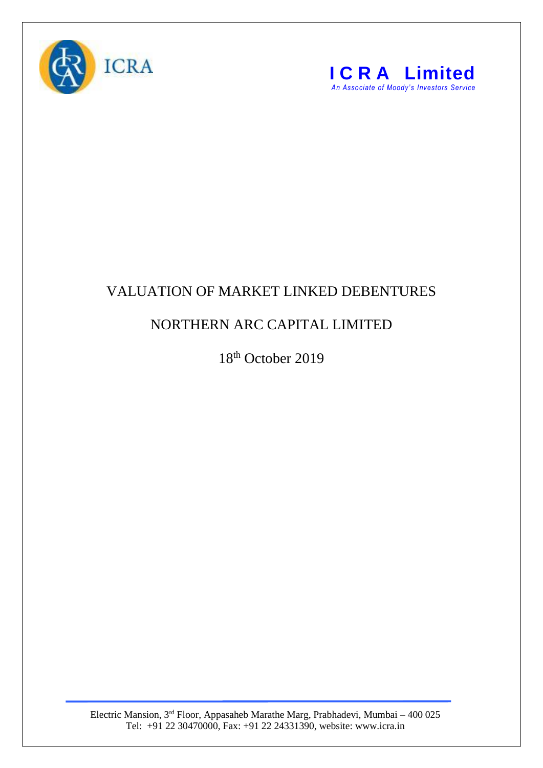ICRA

**I C R A Limited**

*An Associate of Moody's Investors Service*

# VALUATION OF MARKET LINKED DEBENTURES

## NORTHERN ARC CAPITAL LIMITED

18th October 2019

Electric Mansion, 3rd Floor, Appasaheb Marathe Marg, Prabhadevi, Mumbai – 400 025
Tel: +91 22 30470000, Fax: +91 22 24331390, website: www.icra.in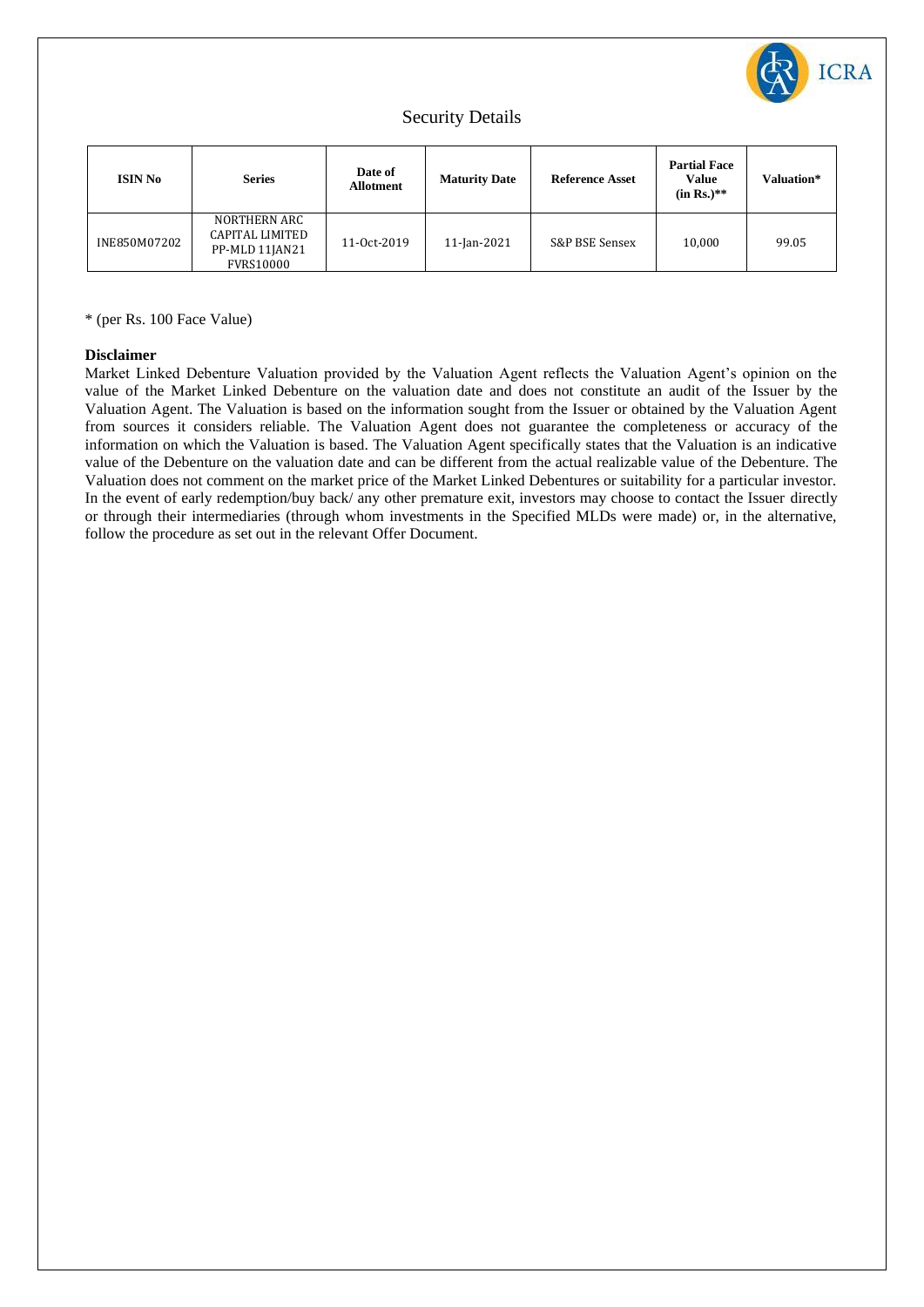## Security Details

| ISIN No | Series | Date of Allotment | Maturity Date | Reference Asset | Partial Face Value (in Rs.)** | Valuation* |
|---|---|---|---|---|---|---|
| INE850M07202 | NORTHERN ARC CAPITAL LIMITED PP-MLD 11JAN21 FVRS10000 | 11-Oct-2019 | 11-Jan-2021 | S&P BSE Sensex | 10,000 | 99.05 |

* (per Rs. 100 Face Value)

**Disclaimer**

Market Linked Debenture Valuation provided by the Valuation Agent reflects the Valuation Agent's opinion on the value of the Market Linked Debenture on the valuation date and does not constitute an audit of the Issuer by the Valuation Agent. The Valuation is based on the information sought from the Issuer or obtained by the Valuation Agent from sources it considers reliable. The Valuation Agent does not guarantee the completeness or accuracy of the information on which the Valuation is based. The Valuation Agent specifically states that the Valuation is an indicative value of the Debenture on the valuation date and can be different from the actual realizable value of the Debenture. The Valuation does not comment on the market price of the Market Linked Debentures or suitability for a particular investor. In the event of early redemption/buy back/ any other premature exit, investors may choose to contact the Issuer directly or through their intermediaries (through whom investments in the Specified MLDs were made) or, in the alternative, follow the procedure as set out in the relevant Offer Document.